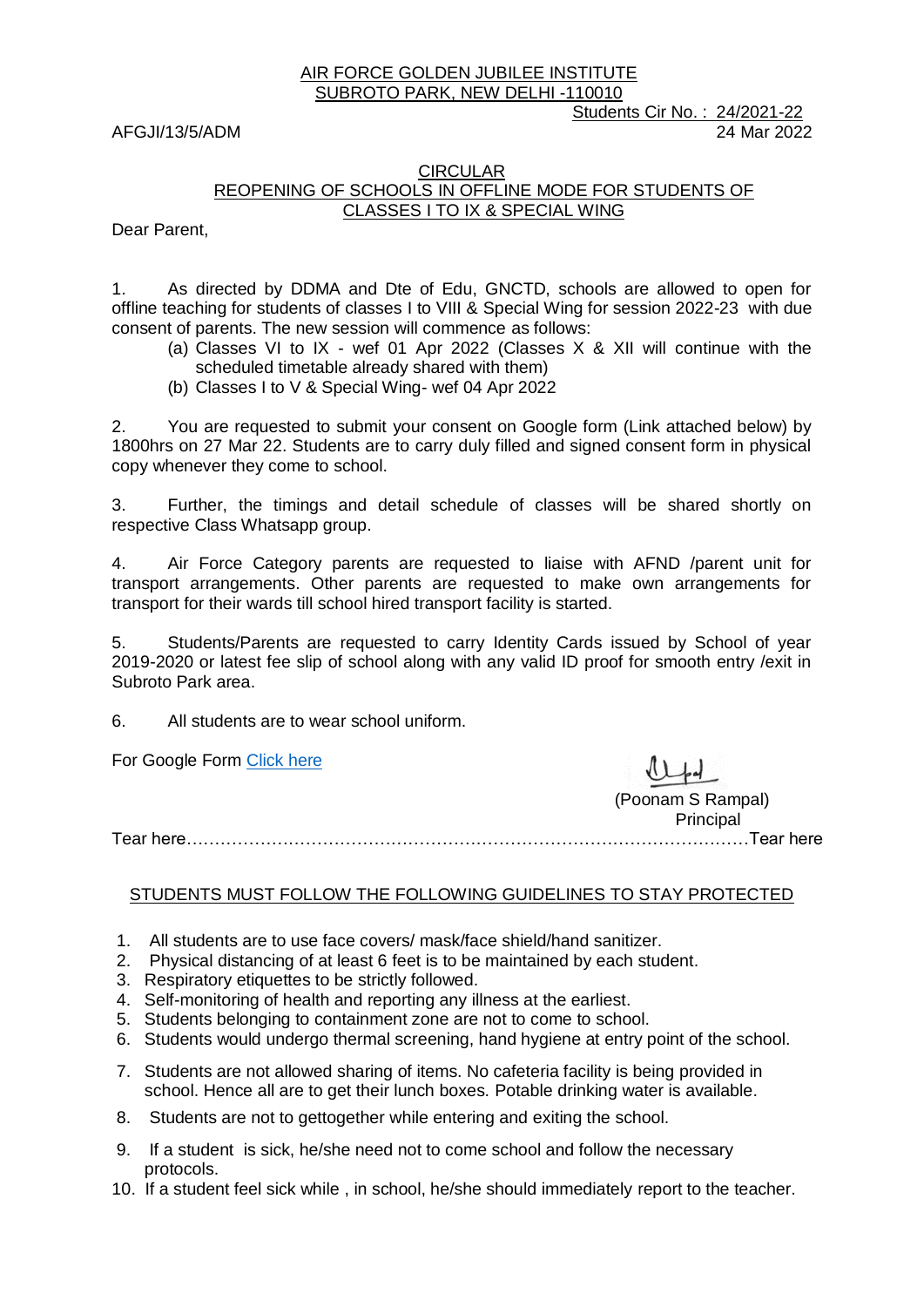AIR FORCE GOLDEN JUBILEE INSTITUTE
SUBROTO PARK, NEW DELHI -110010

Students Cir No. : 24/2021-22

AFGJI/13/5/ADM

24 Mar 2022

## CIRCULAR

## REOPENING OF SCHOOLS IN OFFLINE MODE FOR STUDENTS OF CLASSES I TO IX & SPECIAL WING

Dear Parent,

1. As directed by DDMA and Dte of Edu, GNCTD, schools are allowed to open for offline teaching for students of classes I to VIII & Special Wing for session 2022-23 with due consent of parents. The new session will commence as follows:
   - (a) Classes VI to IX - wef 01 Apr 2022 (Classes X & XII will continue with the scheduled timetable already shared with them)
   - (b) Classes I to V & Special Wing- wef 04 Apr 2022

2. You are requested to submit your consent on Google form (Link attached below) by 1800hrs on 27 Mar 22. Students are to carry duly filled and signed consent form in physical copy whenever they come to school.

3. Further, the timings and detail schedule of classes will be shared shortly on respective Class Whatsapp group.

4. Air Force Category parents are requested to liaise with AFND /parent unit for transport arrangements. Other parents are requested to make own arrangements for transport for their wards till school hired transport facility is started.

5. Students/Parents are requested to carry Identity Cards issued by School of year 2019-2020 or latest fee slip of school along with any valid ID proof for smooth entry /exit in Subroto Park area.

6. All students are to wear school uniform.

For Google Form Click here

(Poonam S Rampal)
Principal

Tear here……………………………………………………………………………………Tear here

## STUDENTS MUST FOLLOW THE FOLLOWING GUIDELINES TO STAY PROTECTED

1. All students are to use face covers/ mask/face shield/hand sanitizer.
2. Physical distancing of at least 6 feet is to be maintained by each student.
3. Respiratory etiquettes to be strictly followed.
4. Self-monitoring of health and reporting any illness at the earliest.
5. Students belonging to containment zone are not to come to school.
6. Students would undergo thermal screening, hand hygiene at entry point of the school.
7. Students are not allowed sharing of items. No cafeteria facility is being provided in school. Hence all are to get their lunch boxes. Potable drinking water is available.
8. Students are not to gettogether while entering and exiting the school.
9. If a student is sick, he/she need not to come school and follow the necessary protocols.
10. If a student feel sick while , in school, he/she should immediately report to the teacher.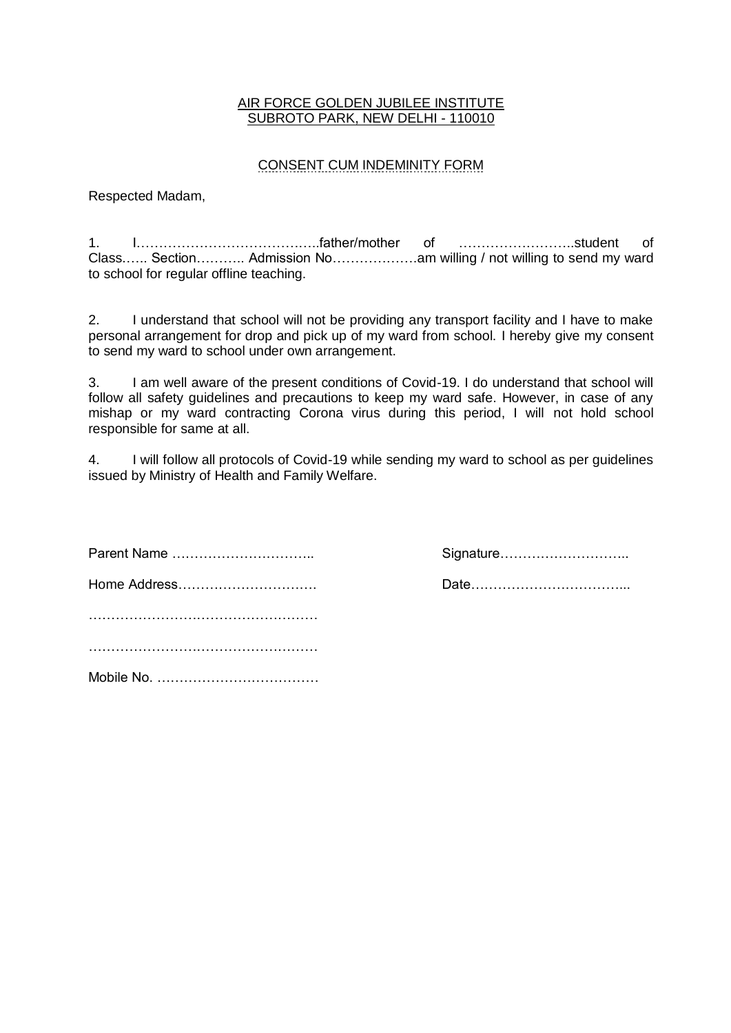AIR FORCE GOLDEN JUBILEE INSTITUTE
SUBROTO PARK, NEW DELHI - 110010

CONSENT CUM INDEMINITY FORM

Respected Madam,

1. I…………………………………..father/mother of ……………………..student of Class…... Section……….. Admission No……………….am willing / not willing to send my ward to school for regular offline teaching.

2. I understand that school will not be providing any transport facility and I have to make personal arrangement for drop and pick up of my ward from school. I hereby give my consent to send my ward to school under own arrangement.

3. I am well aware of the present conditions of Covid-19. I do understand that school will follow all safety guidelines and precautions to keep my ward safe. However, in case of any mishap or my ward contracting Corona virus during this period, I will not hold school responsible for same at all.

4. I will follow all protocols of Covid-19 while sending my ward to school as per guidelines issued by Ministry of Health and Family Welfare.

Parent Name …………………………..

Signature………………………..

Home Address…………………………

Date……………………………...

……………………………………………

……………………………………………

Mobile No. ………………………………